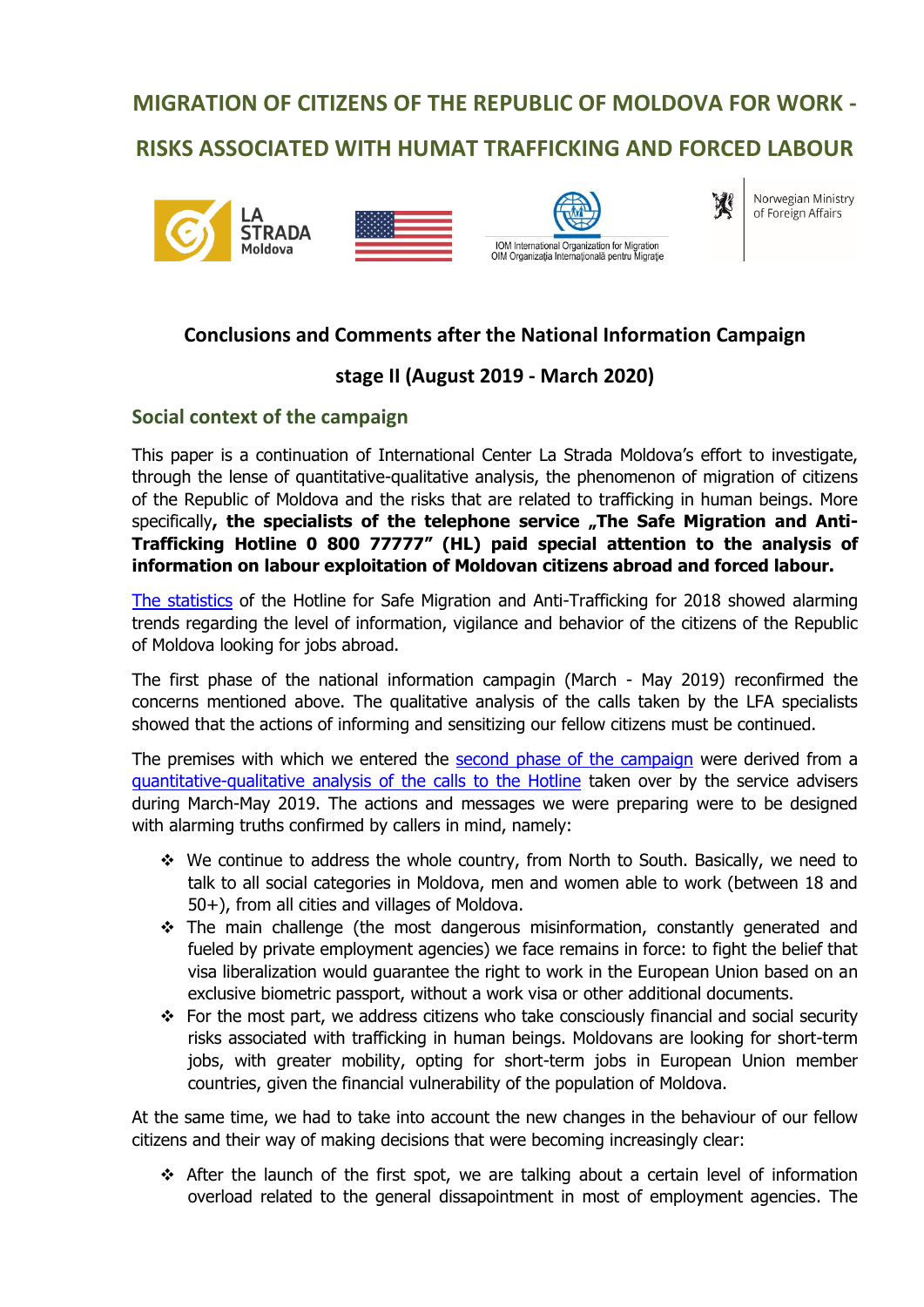# MIGRATION OF CITIZENS OF THE REPUBLIC OF MOLDOVA FOR WORK - RISKS ASSOCIATED WITH HUMAT TRAFFICKING AND FORCED LABOUR

LA STRADA Moldova

IOM International Organization for Migration
OIM Organizația Internațională pentru Migrație

Norwegian Ministry of Foreign Affairs

## Conclusions and Comments after the National Information Campaign stage II (August 2019 - March 2020)

### Social context of the campaign

This paper is a continuation of International Center La Strada Moldova's effort to investigate, through the lense of quantitative-qualitative analysis, the phenomenon of migration of citizens of the Republic of Moldova and the risks that are related to trafficking in human beings. More specifically**, the specialists of the telephone service „The Safe Migration and Anti-Trafficking Hotline 0 800 77777" (HL) paid special attention to the analysis of information on labour exploitation of Moldovan citizens abroad and forced labour.**

The statistics of the Hotline for Safe Migration and Anti-Trafficking for 2018 showed alarming trends regarding the level of information, vigilance and behavior of the citizens of the Republic of Moldova looking for jobs abroad.

The first phase of the national information campagin (March - May 2019) reconfirmed the concerns mentioned above. The qualitative analysis of the calls taken by the LFA specialists showed that the actions of informing and sensitizing our fellow citizens must be continued.

The premises with which we entered the second phase of the campaign were derived from a quantitative-qualitative analysis of the calls to the Hotline taken over by the service advisers during March-May 2019. The actions and messages we were preparing were to be designed with alarming truths confirmed by callers in mind, namely:

- We continue to address the whole country, from North to South. Basically, we need to talk to all social categories in Moldova, men and women able to work (between 18 and 50+), from all cities and villages of Moldova.
- The main challenge (the most dangerous misinformation, constantly generated and fueled by private employment agencies) we face remains in force: to fight the belief that visa liberalization would guarantee the right to work in the European Union based on an exclusive biometric passport, without a work visa or other additional documents.
- For the most part, we address citizens who take consciously financial and social security risks associated with trafficking in human beings. Moldovans are looking for short-term jobs, with greater mobility, opting for short-term jobs in European Union member countries, given the financial vulnerability of the population of Moldova.

At the same time, we had to take into account the new changes in the behaviour of our fellow citizens and their way of making decisions that were becoming increasingly clear:

- After the launch of the first spot, we are talking about a certain level of information overload related to the general dissapointment in most of employment agencies. The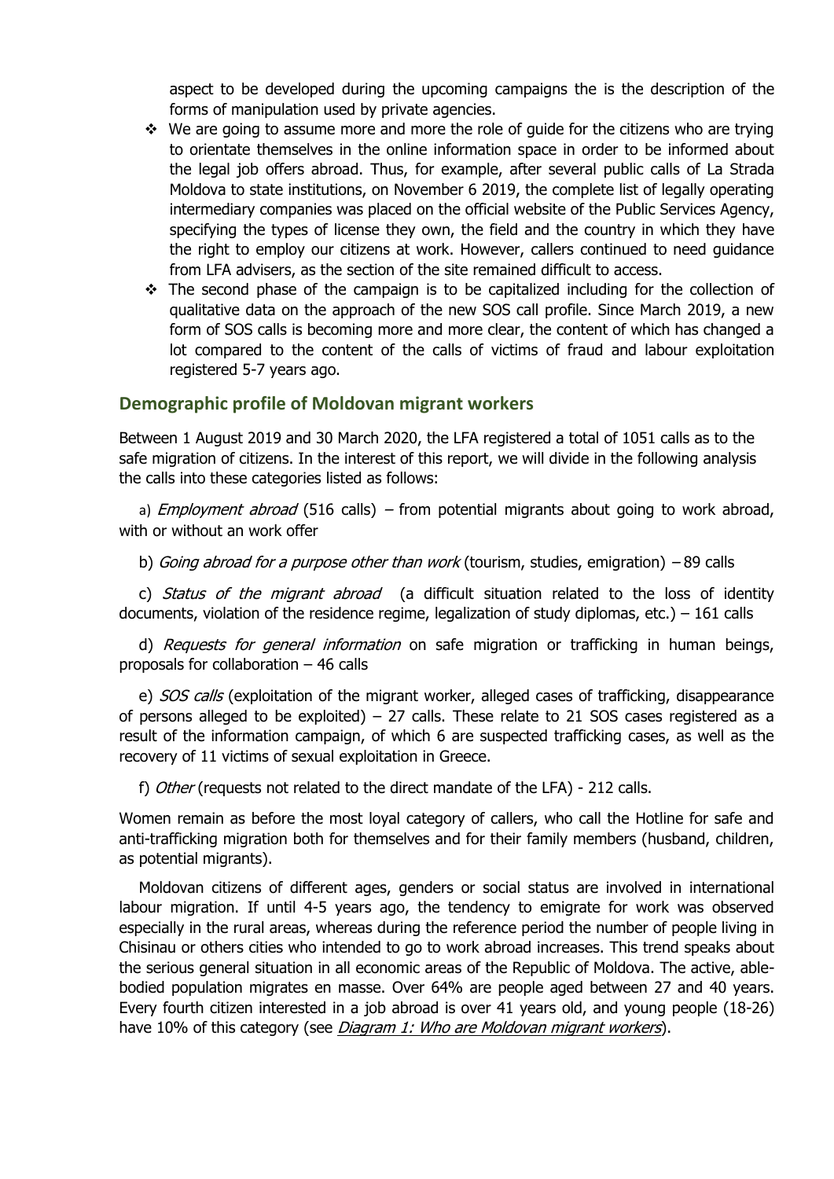aspect to be developed during the upcoming campaigns the is the description of the forms of manipulation used by private agencies.

- We are going to assume more and more the role of guide for the citizens who are trying to orientate themselves in the online information space in order to be informed about the legal job offers abroad. Thus, for example, after several public calls of La Strada Moldova to state institutions, on November 6 2019, the complete list of legally operating intermediary companies was placed on the official website of the Public Services Agency, specifying the types of license they own, the field and the country in which they have the right to employ our citizens at work. However, callers continued to need guidance from LFA advisers, as the section of the site remained difficult to access.
- The second phase of the campaign is to be capitalized including for the collection of qualitative data on the approach of the new SOS call profile. Since March 2019, a new form of SOS calls is becoming more and more clear, the content of which has changed a lot compared to the content of the calls of victims of fraud and labour exploitation registered 5-7 years ago.

## Demographic profile of Moldovan migrant workers

Between 1 August 2019 and 30 March 2020, the LFA registered a total of 1051 calls as to the safe migration of citizens. In the interest of this report, we will divide in the following analysis the calls into these categories listed as follows:

a) *Employment abroad* (516 calls) – from potential migrants about going to work abroad, with or without an work offer

b) *Going abroad for a purpose other than work* (tourism, studies, emigration) – 89 calls

c) *Status of the migrant abroad* (a difficult situation related to the loss of identity documents, violation of the residence regime, legalization of study diplomas, etc.) – 161 calls

d) *Requests for general information* on safe migration or trafficking in human beings, proposals for collaboration – 46 calls

e) *SOS calls* (exploitation of the migrant worker, alleged cases of trafficking, disappearance of persons alleged to be exploited) – 27 calls. These relate to 21 SOS cases registered as a result of the information campaign, of which 6 are suspected trafficking cases, as well as the recovery of 11 victims of sexual exploitation in Greece.

f) *Other* (requests not related to the direct mandate of the LFA) - 212 calls.

Women remain as before the most loyal category of callers, who call the Hotline for safe and anti-trafficking migration both for themselves and for their family members (husband, children, as potential migrants).

Moldovan citizens of different ages, genders or social status are involved in international labour migration. If until 4-5 years ago, the tendency to emigrate for work was observed especially in the rural areas, whereas during the reference period the number of people living in Chisinau or others cities who intended to go to work abroad increases. This trend speaks about the serious general situation in all economic areas of the Republic of Moldova. The active, able-bodied population migrates en masse. Over 64% are people aged between 27 and 40 years. Every fourth citizen interested in a job abroad is over 41 years old, and young people (18-26) have 10% of this category (see *Diagram 1: Who are Moldovan migrant workers*).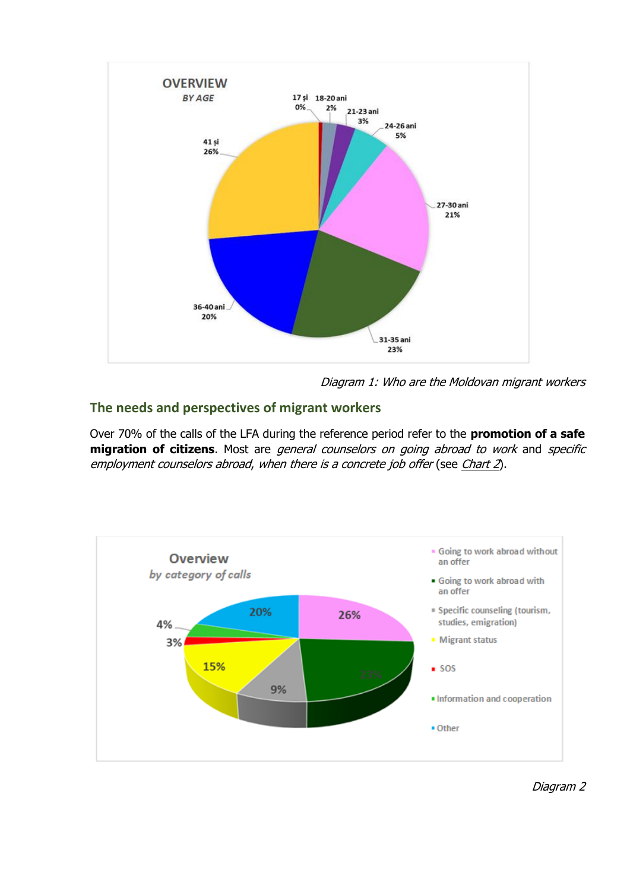**OVERVIEW**

*BY AGE*

- 17 și: 0%
- 18-20 ani: 2%
- 21-23 ani: 3%
- 24-26 ani: 5%
- 27-30 ani: 21%
- 31-35 ani: 23%
- 36-40 ani: 20%
- 41 și: 26%

*Diagram 1: Who are the Moldovan migrant workers*

## The needs and perspectives of migrant workers

Over 70% of the calls of the LFA during the reference period refer to the **promotion of a safe migration of citizens**. Most are *general counselors on going abroad to work* and *specific employment counselors abroad, when there is a concrete job offer* (see Chart 2).

**Overview**

*by category of calls*

- Going to work abroad without an offer: 26%
- Going to work abroad with an offer: 23%
- Specific counseling (tourism, studies, emigration): 9%
- Migrant status: 15%
- SOS: 3%
- Information and cooperation: 4%
- Other: 20%

*Diagram 2*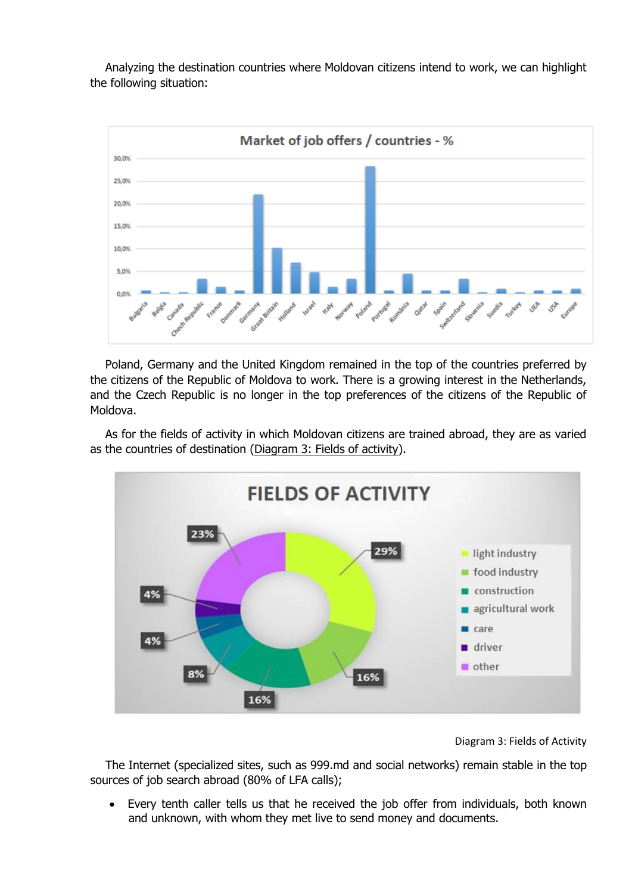Analyzing the destination countries where Moldovan citizens intend to work, we can highlight the following situation:

Poland, Germany and the United Kingdom remained in the top of the countries preferred by the citizens of the Republic of Moldova to work. There is a growing interest in the Netherlands, and the Czech Republic is no longer in the top preferences of the citizens of the Republic of Moldova.

As for the fields of activity in which Moldovan citizens are trained abroad, they are as varied as the countries of destination (Diagram 3: Fields of activity).

Diagram 3: Fields of Activity

The Internet (specialized sites, such as 999.md and social networks) remain stable in the top sources of job search abroad (80% of LFA calls);

- Every tenth caller tells us that he received the job offer from individuals, both known and unknown, with whom they met live to send money and documents.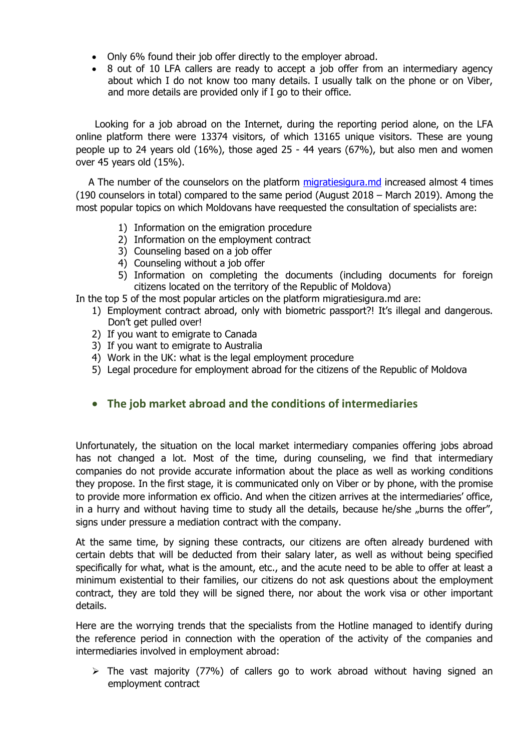- Only 6% found their job offer directly to the employer abroad.
- 8 out of 10 LFA callers are ready to accept a job offer from an intermediary agency about which I do not know too many details. I usually talk on the phone or on Viber, and more details are provided only if I go to their office.

Looking for a job abroad on the Internet, during the reporting period alone, on the LFA online platform there were 13374 visitors, of which 13165 unique visitors. These are young people up to 24 years old (16%), those aged 25 - 44 years (67%), but also men and women over 45 years old (15%).

A The number of the counselors on the platform [migratiesigura.md](migratiesigura.md) increased almost 4 times (190 counselors in total) compared to the same period (August 2018 – March 2019). Among the most popular topics on which Moldovans have reequested the consultation of specialists are:

1) Information on the emigration procedure
2) Information on the employment contract
3) Counseling based on a job offer
4) Counseling without a job offer
5) Information on completing the documents (including documents for foreign citizens located on the territory of the Republic of Moldova)

In the top 5 of the most popular articles on the platform migratiesigura.md are:

1) Employment contract abroad, only with biometric passport?! It's illegal and dangerous. Don't get pulled over!
2) If you want to emigrate to Canada
3) If you want to emigrate to Australia
4) Work in the UK: what is the legal employment procedure
5) Legal procedure for employment abroad for the citizens of the Republic of Moldova

- ## The job market abroad and the conditions of intermediaries

Unfortunately, the situation on the local market intermediary companies offering jobs abroad has not changed a lot. Most of the time, during counseling, we find that intermediary companies do not provide accurate information about the place as well as working conditions they propose. In the first stage, it is communicated only on Viber or by phone, with the promise to provide more information ex officio. And when the citizen arrives at the intermediaries' office, in a hurry and without having time to study all the details, because he/she „burns the offer", signs under pressure a mediation contract with the company.

At the same time, by signing these contracts, our citizens are often already burdened with certain debts that will be deducted from their salary later, as well as without being specified specifically for what, what is the amount, etc., and the acute need to be able to offer at least a minimum existential to their families, our citizens do not ask questions about the employment contract, they are told they will be signed there, nor about the work visa or other important details.

Here are the worrying trends that the specialists from the Hotline managed to identify during the reference period in connection with the operation of the activity of the companies and intermediaries involved in employment abroad:

- The vast majority (77%) of callers go to work abroad without having signed an employment contract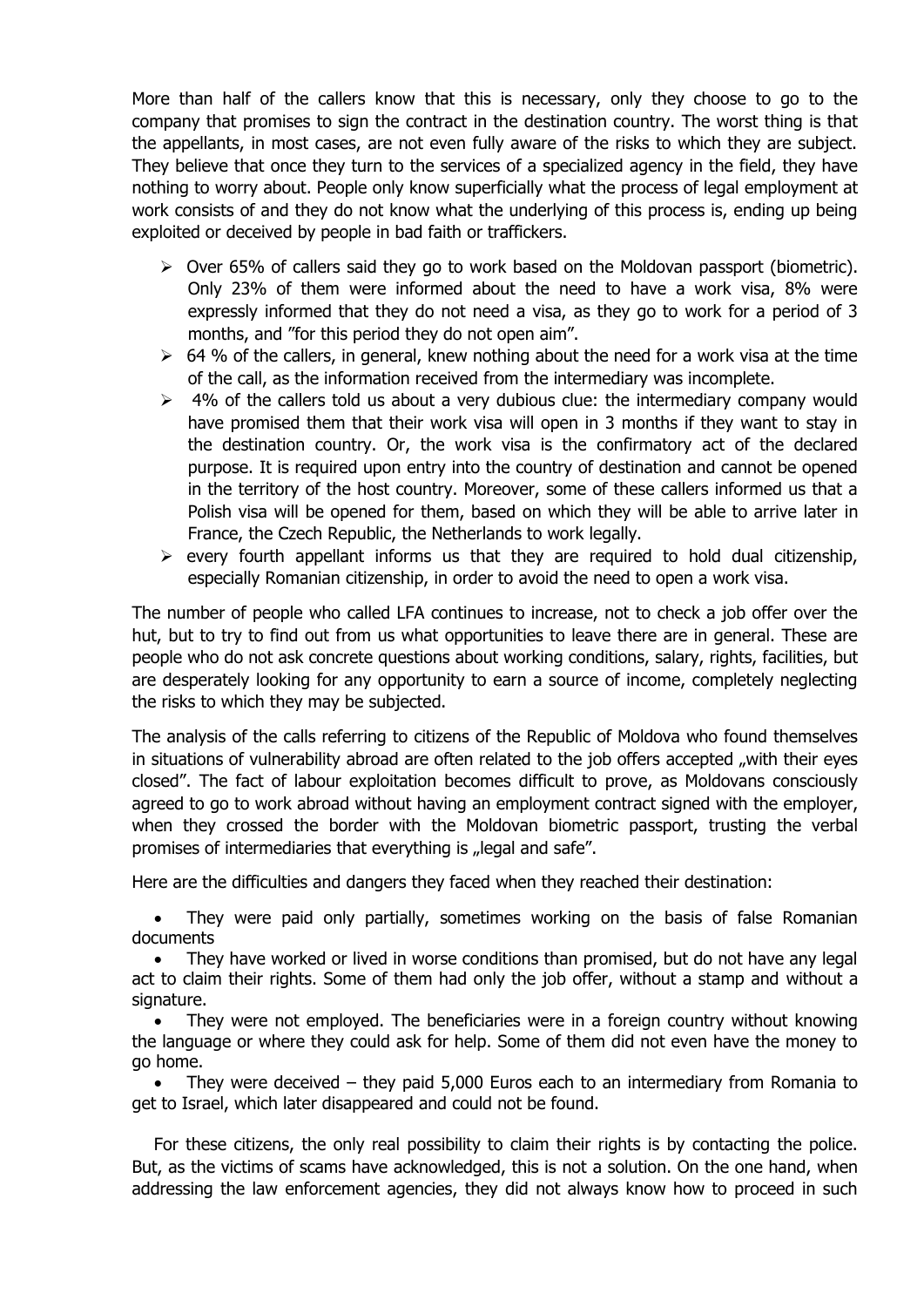More than half of the callers know that this is necessary, only they choose to go to the company that promises to sign the contract in the destination country. The worst thing is that the appellants, in most cases, are not even fully aware of the risks to which they are subject. They believe that once they turn to the services of a specialized agency in the field, they have nothing to worry about. People only know superficially what the process of legal employment at work consists of and they do not know what the underlying of this process is, ending up being exploited or deceived by people in bad faith or traffickers.

- Over 65% of callers said they go to work based on the Moldovan passport (biometric). Only 23% of them were informed about the need to have a work visa, 8% were expressly informed that they do not need a visa, as they go to work for a period of 3 months, and "for this period they do not open aim".
- 64 % of the callers, in general, knew nothing about the need for a work visa at the time of the call, as the information received from the intermediary was incomplete.
- 4% of the callers told us about a very dubious clue: the intermediary company would have promised them that their work visa will open in 3 months if they want to stay in the destination country. Or, the work visa is the confirmatory act of the declared purpose. It is required upon entry into the country of destination and cannot be opened in the territory of the host country. Moreover, some of these callers informed us that a Polish visa will be opened for them, based on which they will be able to arrive later in France, the Czech Republic, the Netherlands to work legally.
- every fourth appellant informs us that they are required to hold dual citizenship, especially Romanian citizenship, in order to avoid the need to open a work visa.

The number of people who called LFA continues to increase, not to check a job offer over the hut, but to try to find out from us what opportunities to leave there are in general. These are people who do not ask concrete questions about working conditions, salary, rights, facilities, but are desperately looking for any opportunity to earn a source of income, completely neglecting the risks to which they may be subjected.

The analysis of the calls referring to citizens of the Republic of Moldova who found themselves in situations of vulnerability abroad are often related to the job offers accepted „with their eyes closed". The fact of labour exploitation becomes difficult to prove, as Moldovans consciously agreed to go to work abroad without having an employment contract signed with the employer, when they crossed the border with the Moldovan biometric passport, trusting the verbal promises of intermediaries that everything is „legal and safe".

Here are the difficulties and dangers they faced when they reached their destination:

- They were paid only partially, sometimes working on the basis of false Romanian documents
- They have worked or lived in worse conditions than promised, but do not have any legal act to claim their rights. Some of them had only the job offer, without a stamp and without a signature.
- They were not employed. The beneficiaries were in a foreign country without knowing the language or where they could ask for help. Some of them did not even have the money to go home.
- They were deceived – they paid 5,000 Euros each to an intermediary from Romania to get to Israel, which later disappeared and could not be found.

For these citizens, the only real possibility to claim their rights is by contacting the police. But, as the victims of scams have acknowledged, this is not a solution. On the one hand, when addressing the law enforcement agencies, they did not always know how to proceed in such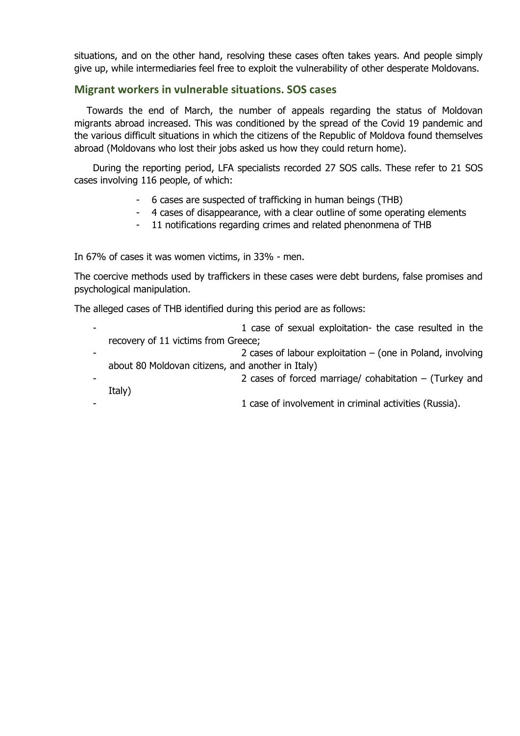situations, and on the other hand, resolving these cases often takes years. And people simply give up, while intermediaries feel free to exploit the vulnerability of other desperate Moldovans.

## Migrant workers in vulnerable situations. SOS cases

Towards the end of March, the number of appeals regarding the status of Moldovan migrants abroad increased. This was conditioned by the spread of the Covid 19 pandemic and the various difficult situations in which the citizens of the Republic of Moldova found themselves abroad (Moldovans who lost their jobs asked us how they could return home).

During the reporting period, LFA specialists recorded 27 SOS calls. These refer to 21 SOS cases involving 116 people, of which:

- 6 cases are suspected of trafficking in human beings (THB)
- 4 cases of disappearance, with a clear outline of some operating elements
- 11 notifications regarding crimes and related phenonmena of THB

In 67% of cases it was women victims, in 33% - men.

The coercive methods used by traffickers in these cases were debt burdens, false promises and psychological manipulation.

The alleged cases of THB identified during this period are as follows:

- 1 case of sexual exploitation- the case resulted in the recovery of 11 victims from Greece;
- 2 cases of labour exploitation – (one in Poland, involving about 80 Moldovan citizens, and another in Italy)
- 2 cases of forced marriage/ cohabitation – (Turkey and Italy)
- 1 case of involvement in criminal activities (Russia).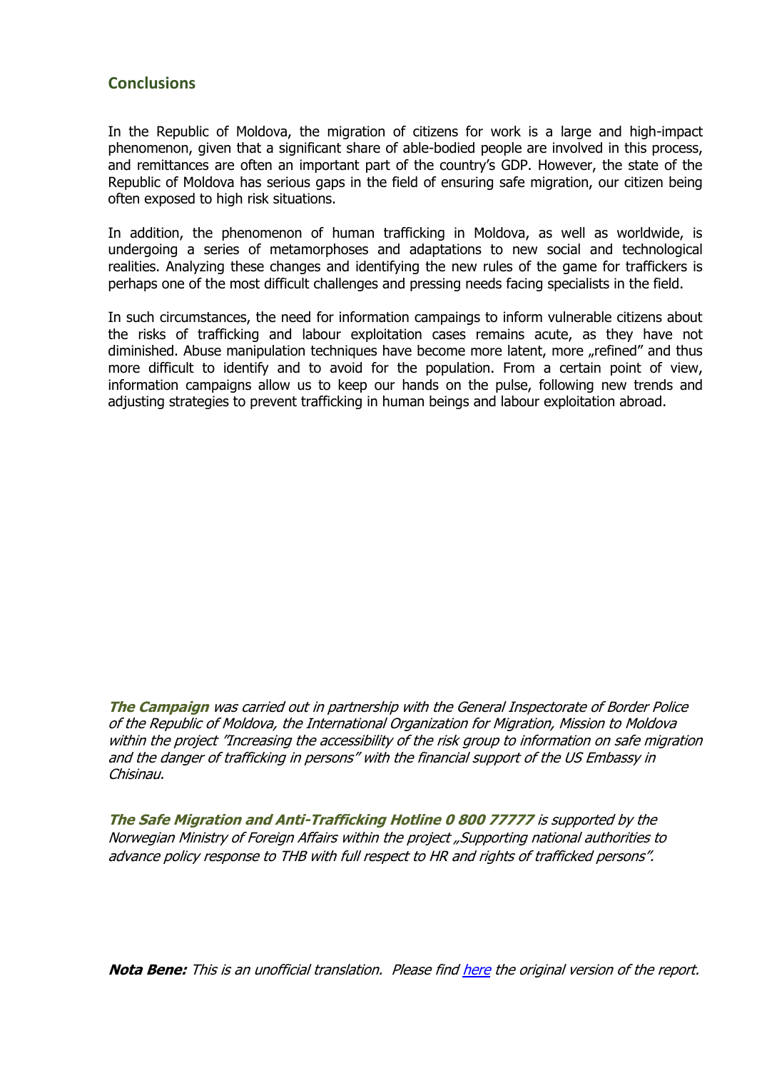## Conclusions

In the Republic of Moldova, the migration of citizens for work is a large and high-impact phenomenon, given that a significant share of able-bodied people are involved in this process, and remittances are often an important part of the country's GDP. However, the state of the Republic of Moldova has serious gaps in the field of ensuring safe migration, our citizen being often exposed to high risk situations.

In addition, the phenomenon of human trafficking in Moldova, as well as worldwide, is undergoing a series of metamorphoses and adaptations to new social and technological realities. Analyzing these changes and identifying the new rules of the game for traffickers is perhaps one of the most difficult challenges and pressing needs facing specialists in the field.

In such circumstances, the need for information campaings to inform vulnerable citizens about the risks of trafficking and labour exploitation cases remains acute, as they have not diminished. Abuse manipulation techniques have become more latent, more „refined" and thus more difficult to identify and to avoid for the population. From a certain point of view, information campaigns allow us to keep our hands on the pulse, following new trends and adjusting strategies to prevent trafficking in human beings and labour exploitation abroad.

***The Campaign*** *was carried out in partnership with the General Inspectorate of Border Police of the Republic of Moldova, the International Organization for Migration, Mission to Moldova within the project "Increasing the accessibility of the risk group to information on safe migration and the danger of trafficking in persons" with the financial support of the US Embassy in Chisinau.*

***The Safe Migration and Anti-Trafficking Hotline 0 800 77777*** *is supported by the Norwegian Ministry of Foreign Affairs within the project „Supporting national authorities to advance policy response to THB with full respect to HR and rights of trafficked persons".*

***Nota Bene:*** *This is an unofficial translation. Please find [here]() the original version of the report.*